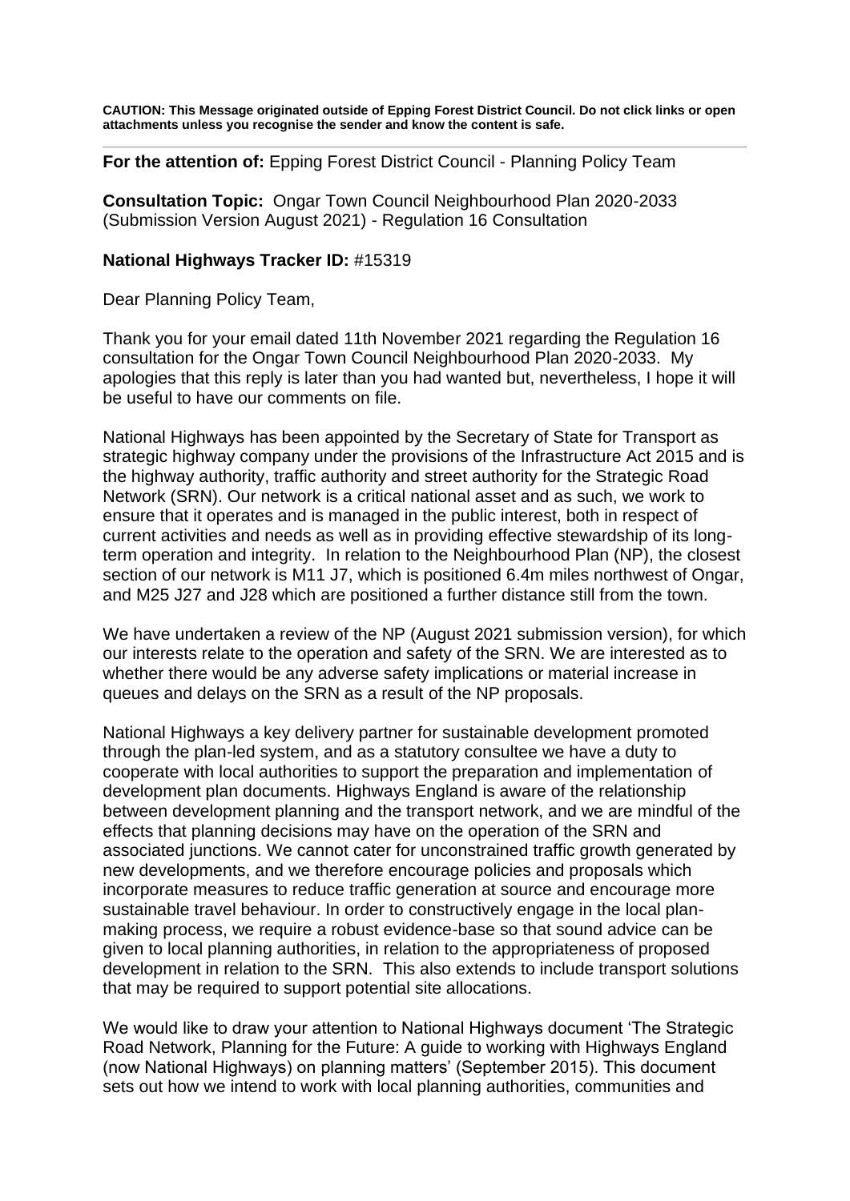**CAUTION: This Message originated outside of Epping Forest District Council. Do not click links or open attachments unless you recognise the sender and know the content is safe.**

---

**For the attention of:** Epping Forest District Council - Planning Policy Team

**Consultation Topic:** Ongar Town Council Neighbourhood Plan 2020-2033 (Submission Version August 2021) - Regulation 16 Consultation

**National Highways Tracker ID:** #15319

Dear Planning Policy Team,

Thank you for your email dated 11th November 2021 regarding the Regulation 16 consultation for the Ongar Town Council Neighbourhood Plan 2020-2033. My apologies that this reply is later than you had wanted but, nevertheless, I hope it will be useful to have our comments on file.

National Highways has been appointed by the Secretary of State for Transport as strategic highway company under the provisions of the Infrastructure Act 2015 and is the highway authority, traffic authority and street authority for the Strategic Road Network (SRN). Our network is a critical national asset and as such, we work to ensure that it operates and is managed in the public interest, both in respect of current activities and needs as well as in providing effective stewardship of its long-term operation and integrity. In relation to the Neighbourhood Plan (NP), the closest section of our network is M11 J7, which is positioned 6.4m miles northwest of Ongar, and M25 J27 and J28 which are positioned a further distance still from the town.

We have undertaken a review of the NP (August 2021 submission version), for which our interests relate to the operation and safety of the SRN. We are interested as to whether there would be any adverse safety implications or material increase in queues and delays on the SRN as a result of the NP proposals.

National Highways a key delivery partner for sustainable development promoted through the plan-led system, and as a statutory consultee we have a duty to cooperate with local authorities to support the preparation and implementation of development plan documents. Highways England is aware of the relationship between development planning and the transport network, and we are mindful of the effects that planning decisions may have on the operation of the SRN and associated junctions. We cannot cater for unconstrained traffic growth generated by new developments, and we therefore encourage policies and proposals which incorporate measures to reduce traffic generation at source and encourage more sustainable travel behaviour. In order to constructively engage in the local plan-making process, we require a robust evidence-base so that sound advice can be given to local planning authorities, in relation to the appropriateness of proposed development in relation to the SRN. This also extends to include transport solutions that may be required to support potential site allocations.

We would like to draw your attention to National Highways document 'The Strategic Road Network, Planning for the Future: A guide to working with Highways England (now National Highways) on planning matters' (September 2015). This document sets out how we intend to work with local planning authorities, communities and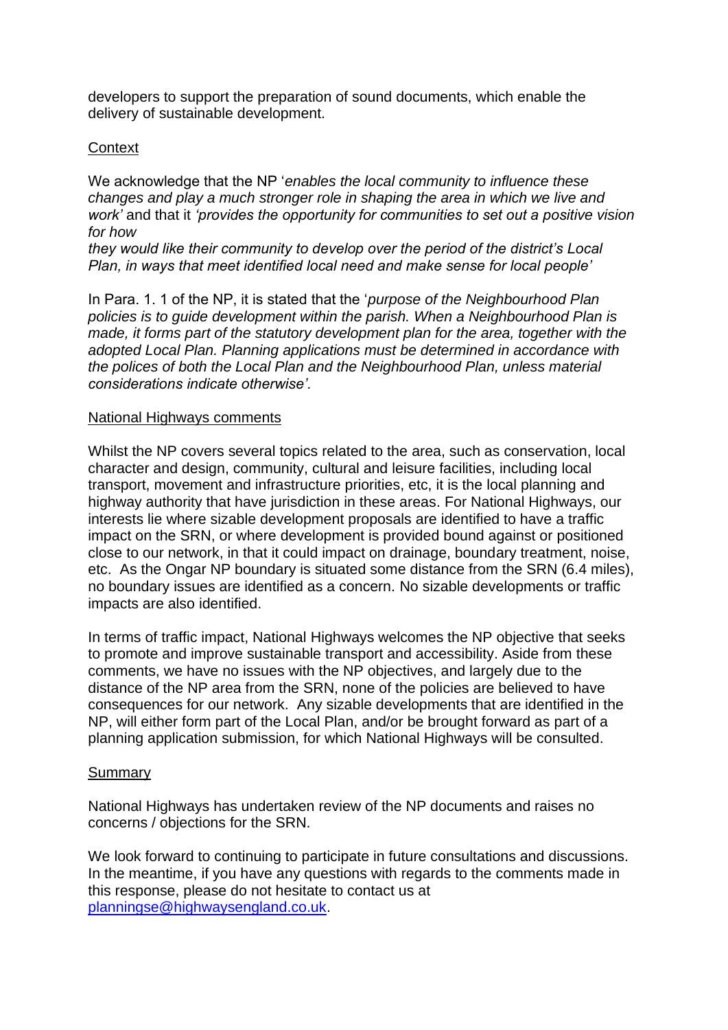developers to support the preparation of sound documents, which enable the delivery of sustainable development.

## Context

We acknowledge that the NP '*enables the local community to influence these changes and play a much stronger role in shaping the area in which we live and work'* and that it *'provides the opportunity for communities to set out a positive vision for how*
*they would like their community to develop over the period of the district's Local Plan, in ways that meet identified local need and make sense for local people'*

In Para. 1. 1 of the NP, it is stated that the '*purpose of the Neighbourhood Plan policies is to guide development within the parish. When a Neighbourhood Plan is made, it forms part of the statutory development plan for the area, together with the adopted Local Plan. Planning applications must be determined in accordance with the polices of both the Local Plan and the Neighbourhood Plan, unless material considerations indicate otherwise'.*

## National Highways comments

Whilst the NP covers several topics related to the area, such as conservation, local character and design, community, cultural and leisure facilities, including local transport, movement and infrastructure priorities, etc, it is the local planning and highway authority that have jurisdiction in these areas. For National Highways, our interests lie where sizable development proposals are identified to have a traffic impact on the SRN, or where development is provided bound against or positioned close to our network, in that it could impact on drainage, boundary treatment, noise, etc. As the Ongar NP boundary is situated some distance from the SRN (6.4 miles), no boundary issues are identified as a concern. No sizable developments or traffic impacts are also identified.

In terms of traffic impact, National Highways welcomes the NP objective that seeks to promote and improve sustainable transport and accessibility. Aside from these comments, we have no issues with the NP objectives, and largely due to the distance of the NP area from the SRN, none of the policies are believed to have consequences for our network. Any sizable developments that are identified in the NP, will either form part of the Local Plan, and/or be brought forward as part of a planning application submission, for which National Highways will be consulted.

## Summary

National Highways has undertaken review of the NP documents and raises no concerns / objections for the SRN.

We look forward to continuing to participate in future consultations and discussions. In the meantime, if you have any questions with regards to the comments made in this response, please do not hesitate to contact us at [planningse@highwaysengland.co.uk](mailto:planningse@highwaysengland.co.uk).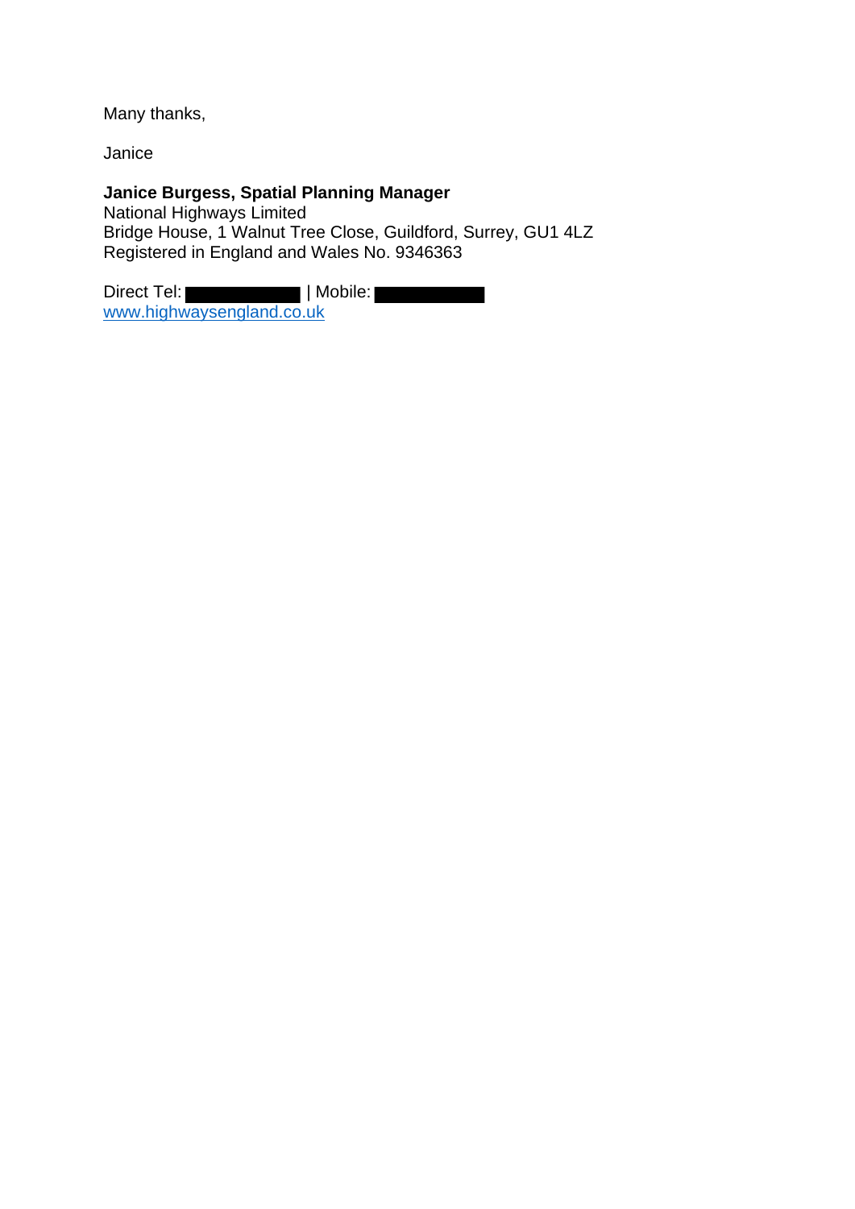Many thanks,

Janice

**Janice Burgess, Spatial Planning Manager**
National Highways Limited
Bridge House, 1 Walnut Tree Close, Guildford, Surrey, GU1 4LZ
Registered in England and Wales No. 9346363

Direct Tel: ██████████ | Mobile: ██████████
[www.highwaysengland.co.uk](http://www.highwaysengland.co.uk)